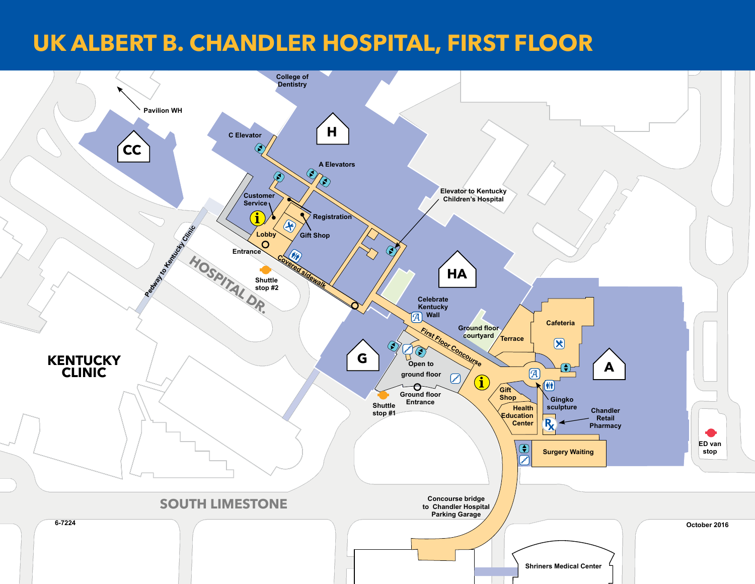# UK ALBERT B. CHANDLER HOSPITAL, FIRST FLOOR

College of Dentistry

Pavilion WH

CC

H

C Elevator

A Elevators

Customer Service

Registration

Lobby

Gift Shop

Entrance

Covered sidewalk

Shuttle stop #2

Elevator to Kentucky Children's Hospital

HA

Pedway to Kentucky Clinic

HOSPITAL DR.

Celebrate Kentucky Wall

First Floor Concourse

Ground floor courtyard

Terrace

Cafeteria

A

G

Open to ground floor

Ground floor Entrance

Shuttle stop #1

Gift Shop

Health Education Center

Gingko sculpture

Chandler Retail Pharmacy

Surgery Waiting

ED van stop

KENTUCKY CLINIC

SOUTH LIMESTONE

Concourse bridge to Chandler Hospital Parking Garage

Shriners Medical Center

6-7224

October 2016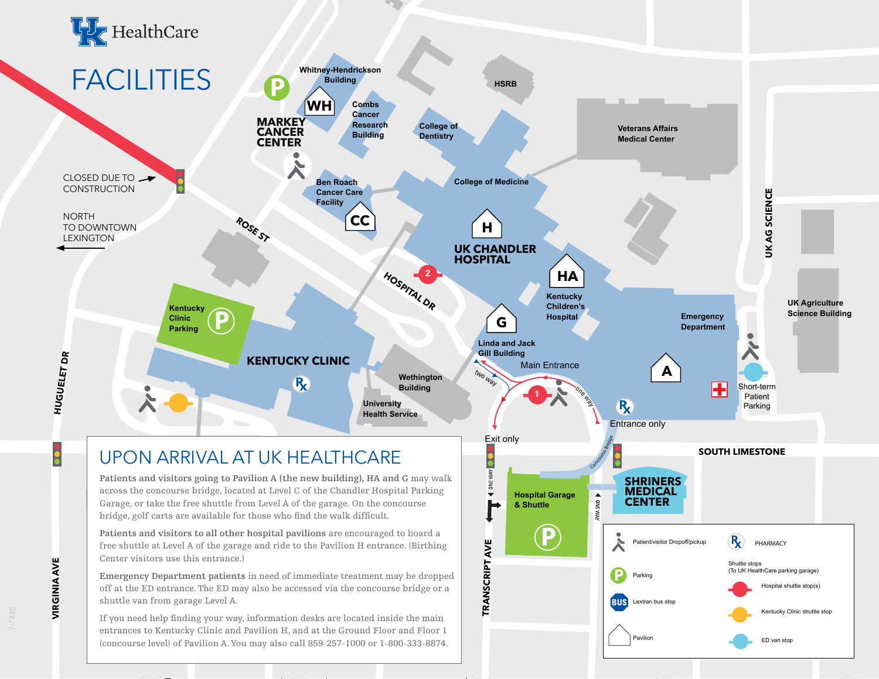UK HealthCare

# FACILITIES

Whitney-Hendrickson Building

WH

MARKEY CANCER CENTER

Combs Cancer Research Building

HSRB

College of Dentistry

Veterans Affairs Medical Center

CLOSED DUE TO CONSTRUCTION

NORTH TO DOWNTOWN LEXINGTON

Ben Roach Cancer Care Facility

CC

College of Medicine

H

UK CHANDLER HOSPITAL

ROSE ST

HOSPITAL DR

HA

Kentucky Children's Hospital

UK AG SCIENCE

UK Agriculture Science Building

Kentucky Clinic Parking

KENTUCKY CLINIC

G

Linda and Jack Gill Building

Emergency Department

Main Entrance

A

HUGUELET DR

Wethington Building

University Health Service

two way

one way

Short-term Patient Parking

Entrance only

Exit only

Concourse Bridge

SOUTH LIMESTONE

ONE WAY

ONE WAY

Hospital Garage & Shuttle

SHRINERS MEDICAL CENTER

VIRGINIA AVE

TRANSCRIPT AVE

## UPON ARRIVAL AT UK HEALTHCARE

**Patients and visitors going to Pavilion A (the new building), HA and G** may walk across the concourse bridge, located at Level C of the Chandler Hospital Parking Garage, or take the free shuttle from Level A of the garage. On the concourse bridge, golf carts are available for those who find the walk difficult.

**Patients and visitors to all other hospital pavilions** are encouraged to board a free shuttle at Level A of the garage and ride to the Pavilion H entrance. (Birthing Center visitors use this entrance.)

**Emergency Department patients** in need of immediate treatment may be dropped off at the ED entrance. The ED may also be accessed via the concourse bridge or a shuttle van from garage Level A.

If you need help finding your way, information desks are located inside the main entrances to Kentucky Clinic and Pavilion H, and at the Ground Floor and Floor 1 (concourse level) of Pavilion A. You may also call 859-257-1000 or 1-800-333-8874.

Patient/visitor Dropoff/pickup

Parking

BUS Lextran bus stop

Pavilion

PHARMACY

Shuttle stops (To UK HealthCare parking garage)

Hospital shuttle stop(s)

Kentucky Clinic shuttle stop

ED van stop

7-7435